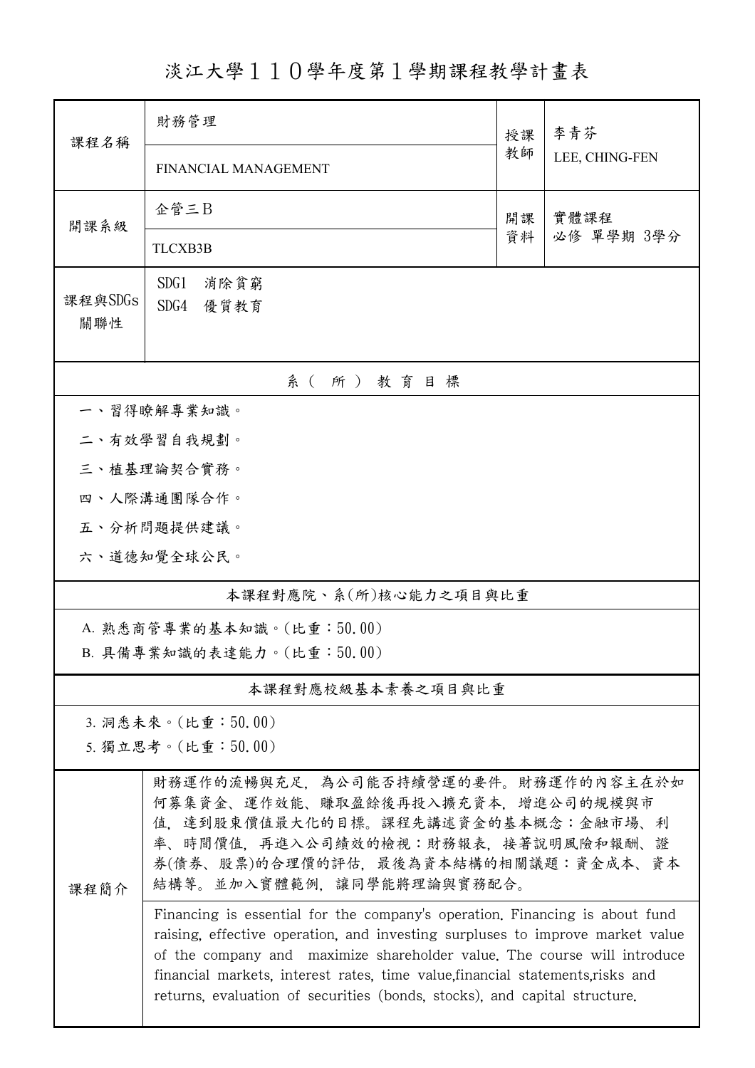# 淡江大學１１０學年度第１學期課程教學計畫表

| 課程名稱 | 財務管理 | 授課教師 | 李青芬 |
|---|---|---|---|
| | FINANCIAL MANAGEMENT | | LEE, CHING-FEN |
| 開課系級 | 企管三Ｂ | 開課資料 | 實體課程<br>必修 單學期 3學分 |
| | TLCXB3B | | |
| 課程與SDGs關聯性 | SDG1 消除貧窮<br>SDG4 優質教育 | | |

## 系（所）教育目標

一、習得瞭解專業知識。

二、有效學習自我規劃。

三、植基理論契合實務。

四、人際溝通團隊合作。

五、分析問題提供建議。

六、道德知覺全球公民。

## 本課程對應院、系(所)核心能力之項目與比重

A. 熟悉商管專業的基本知識。(比重：50.00)

B. 具備專業知識的表達能力。(比重：50.00)

## 本課程對應校級基本素養之項目與比重

3. 洞悉未來。(比重：50.00)

5. 獨立思考。(比重：50.00)

## 課程簡介

財務運作的流暢與充足，為公司能否持續營運的要件。財務運作的內容主在於如何募集資金、運作效能、賺取盈餘後再投入擴充資本，增進公司的規模與市值，達到股東價值最大化的目標。課程先講述資金的基本概念：金融市場、利率、時間價值，再進入公司績效的檢視：財務報表，接著說明風險和報酬、證券(債券、股票)的合理價的評估，最後為資本結構的相關議題：資金成本、資本結構等。並加入實體範例，讓同學能將理論與實務配合。

Financing is essential for the company's operation. Financing is about fund raising, effective operation, and investing surpluses to improve market value of the company and maximize shareholder value. The course will introduce financial markets, interest rates, time value,financial statements,risks and returns, evaluation of securities (bonds, stocks), and capital structure.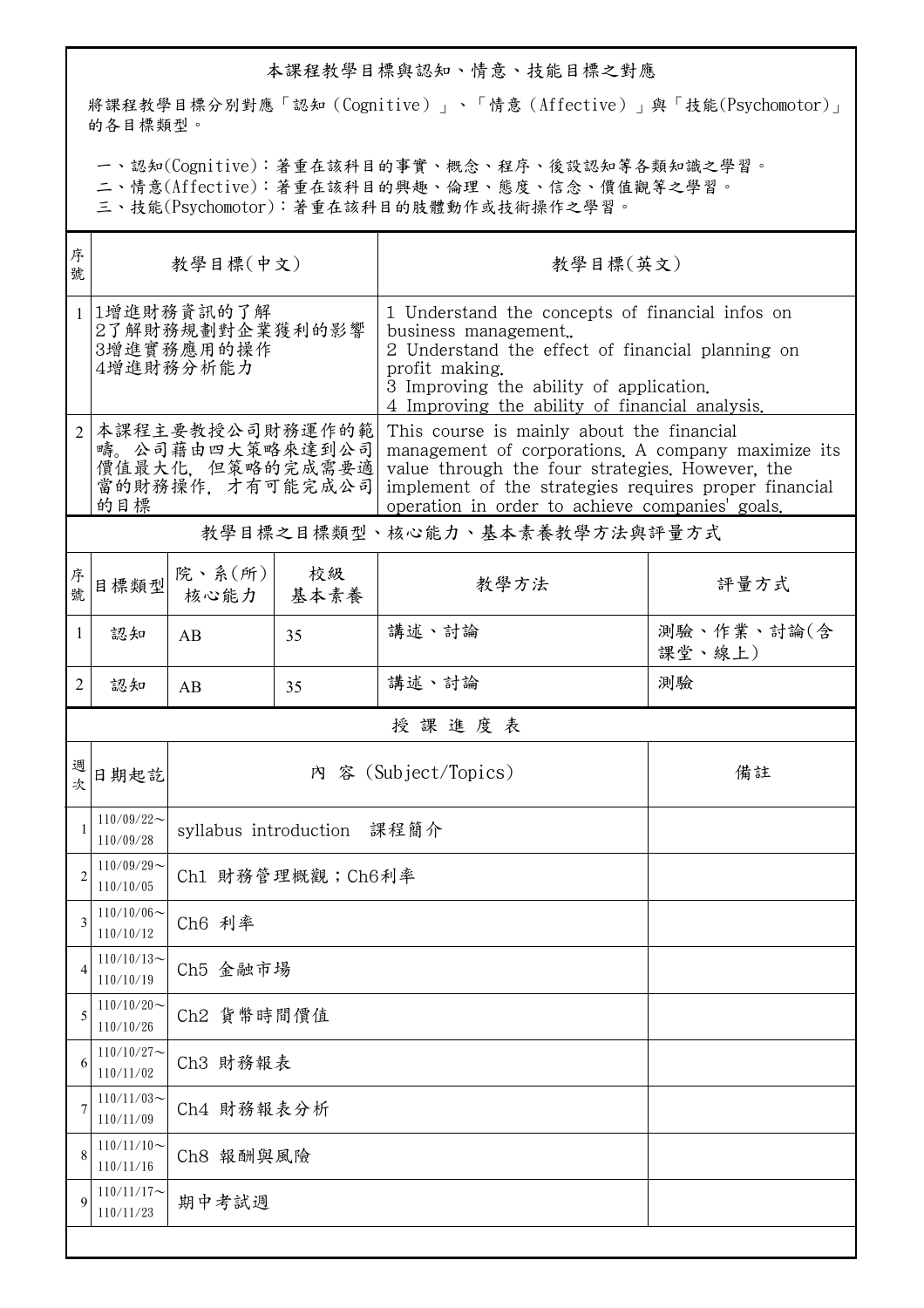## 本課程教學目標與認知、情意、技能目標之對應

將課程教學目標分別對應「認知（Cognitive）」、「情意（Affective）」與「技能(Psychomotor)」的各目標類型。

一、認知(Cognitive)：著重在該科目的事實、概念、程序、後設認知等各類知識之學習。
二、情意(Affective)：著重在該科目的興趣、倫理、態度、信念、價值觀等之學習。
三、技能(Psychomotor)：著重在該科目的肢體動作或技術操作之學習。

| 序號 | 教學目標(中文) | 教學目標(英文) |
|---|---|---|
| 1 | 1增進財務資訊的了解<br>2了解財務規劃對企業獲利的影響<br>3增進實務應用的操作<br>4增進財務分析能力 | 1 Understand the concepts of financial infos on business management..<br>2 Understand the effect of financial planning on profit making.<br>3 Improving the ability of application.<br>4 Improving the ability of financial analysis. |
| 2 | 本課程主要教授公司財務運作的範疇。公司藉由四大策略來達到公司價值最大化，但策略的完成需要適當的財務操作，才有可能完成公司的目標 | This course is mainly about the financial management of corporations. A company maximize its value through the four strategies. However, the implement of the strategies requires proper financial operation in order to achieve companies' goals. |

## 教學目標之目標類型、核心能力、基本素養教學方法與評量方式

| 序號 | 目標類型 | 院、系(所)核心能力 | 校級基本素養 | 教學方法 | 評量方式 |
|---|---|---|---|---|---|
| 1 | 認知 | AB | 35 | 講述、討論 | 測驗、作業、討論(含課堂、線上) |
| 2 | 認知 | AB | 35 | 講述、討論 | 測驗 |

## 授 課 進 度 表

| 週次 | 日期起訖 | 內 容 (Subject/Topics) | 備註 |
|---|---|---|---|
| 1 | 110/09/22～110/09/28 | syllabus introduction 課程簡介 | |
| 2 | 110/09/29～110/10/05 | Ch1 財務管理概觀；Ch6利率 | |
| 3 | 110/10/06～110/10/12 | Ch6 利率 | |
| 4 | 110/10/13～110/10/19 | Ch5 金融市場 | |
| 5 | 110/10/20～110/10/26 | Ch2 貨幣時間價值 | |
| 6 | 110/10/27～110/11/02 | Ch3 財務報表 | |
| 7 | 110/11/03～110/11/09 | Ch4 財務報表分析 | |
| 8 | 110/11/10～110/11/16 | Ch8 報酬與風險 | |
| 9 | 110/11/17～110/11/23 | 期中考試週 | |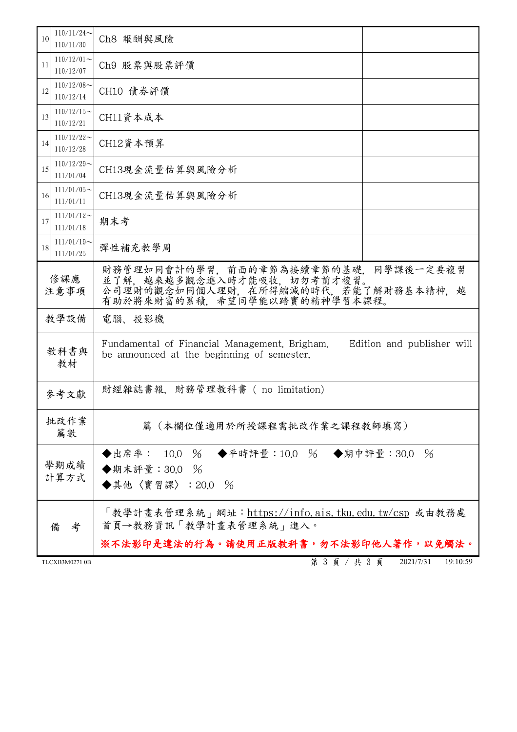| | | | |
|---|---|---|---|
| 10 | 110/11/24～<br>110/11/30 | Ch8 報酬與風險 | |
| 11 | 110/12/01～<br>110/12/07 | Ch9 股票與股票評價 | |
| 12 | 110/12/08～<br>110/12/14 | CH10 債券評價 | |
| 13 | 110/12/15～<br>110/12/21 | CH11資本成本 | |
| 14 | 110/12/22～<br>110/12/28 | CH12資本預算 | |
| 15 | 110/12/29～<br>111/01/04 | CH13現金流量估算與風險分析 | |
| 16 | 111/01/05～<br>111/01/11 | CH13現金流量估算與風險分析 | |
| 17 | 111/01/12～<br>111/01/18 | 期末考 | |
| 18 | 111/01/19～<br>111/01/25 | 彈性補充教學周 | |

| | |
|---|---|
| 修課應注意事項 | 財務管理如同會計的學習，前面的章節為接續章節的基礎，同學課後一定要複習並了解，越來越多觀念進入時才能吸收，切勿考前才複習。<br>公司理財的觀念如同個人理財，在所得縮減的時代，若能了解財務基本精神，越有助於將來財富的累積，希望同學能以踏實的精神學習本課程。 |
| 教學設備 | 電腦、投影機 |
| 教科書與教材 | Fundamental of Financial Management. Brigham. Edition and publisher will be announced at the beginning of semester. |
| 參考文獻 | 財經雜誌書報，財務管理教科書 ( no limitation) |
| 批改作業篇數 | 篇（本欄位僅適用於所授課程需批改作業之課程教師填寫） |
| 學期成績計算方式 | ◆出席率： 10.0 ％ ◆平時評量：10.0 ％ ◆期中評量：30.0 ％<br>◆期末評量：30.0 ％<br>◆其他〈實習課〉：20.0 ％ |
| 備 考 | 「教學計畫表管理系統」網址：https://info.ais.tku.edu.tw/csp 或由教務處首頁→教務資訊「教學計畫表管理系統」進入。<br>**※不法影印是違法的行為。請使用正版教科書，勿不法影印他人著作，以免觸法。** |

TLCXB3M0271 0B 2021/7/31 19:10:59